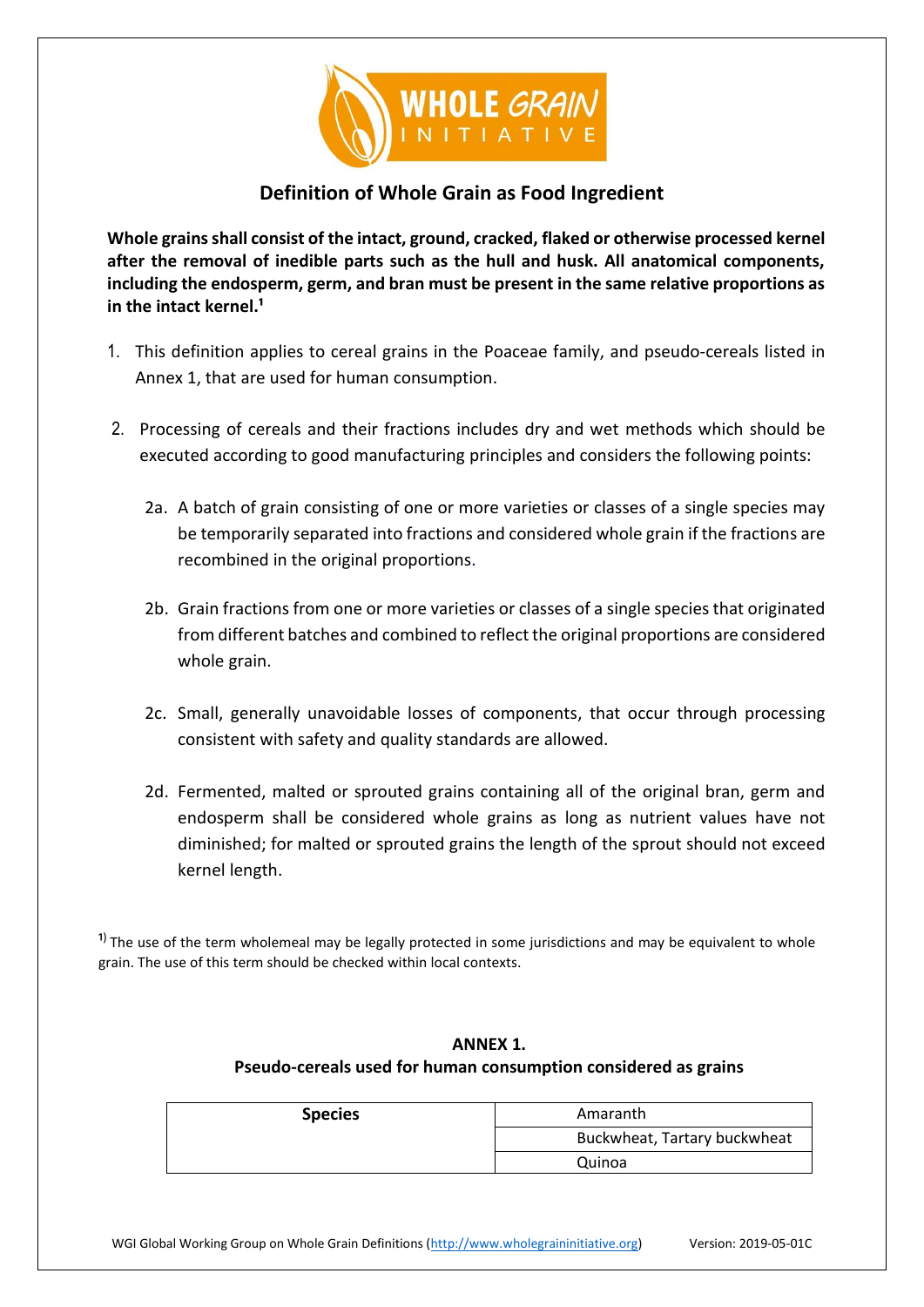# Definition of Whole Grain as Food Ingredient

**Whole grains shall consist of the intact, ground, cracked, flaked or otherwise processed kernel after the removal of inedible parts such as the hull and husk. All anatomical components, including the endosperm, germ, and bran must be present in the same relative proportions as in the intact kernel.[1]**

1. This definition applies to cereal grains in the Poaceae family, and pseudo-cereals listed in Annex 1, that are used for human consumption.

2. Processing of cereals and their fractions includes dry and wet methods which should be executed according to good manufacturing principles and considers the following points:

   2a. A batch of grain consisting of one or more varieties or classes of a single species may be temporarily separated into fractions and considered whole grain if the fractions are recombined in the original proportions.

   2b. Grain fractions from one or more varieties or classes of a single species that originated from different batches and combined to reflect the original proportions are considered whole grain.

   2c. Small, generally unavoidable losses of components, that occur through processing consistent with safety and quality standards are allowed.

   2d. Fermented, malted or sprouted grains containing all of the original bran, germ and endosperm shall be considered whole grains as long as nutrient values have not diminished; for malted or sprouted grains the length of the sprout should not exceed kernel length.

[1] The use of the term wholemeal may be legally protected in some jurisdictions and may be equivalent to whole grain. The use of this term should be checked within local contexts.

## ANNEX 1.
## Pseudo-cereals used for human consumption considered as grains

| **Species** | Amaranth |
|---|---|
| | Buckwheat, Tartary buckwheat |
| | Quinoa |

WGI Global Working Group on Whole Grain Definitions (http://www.wholegraininitiative.org) Version: 2019-05-01C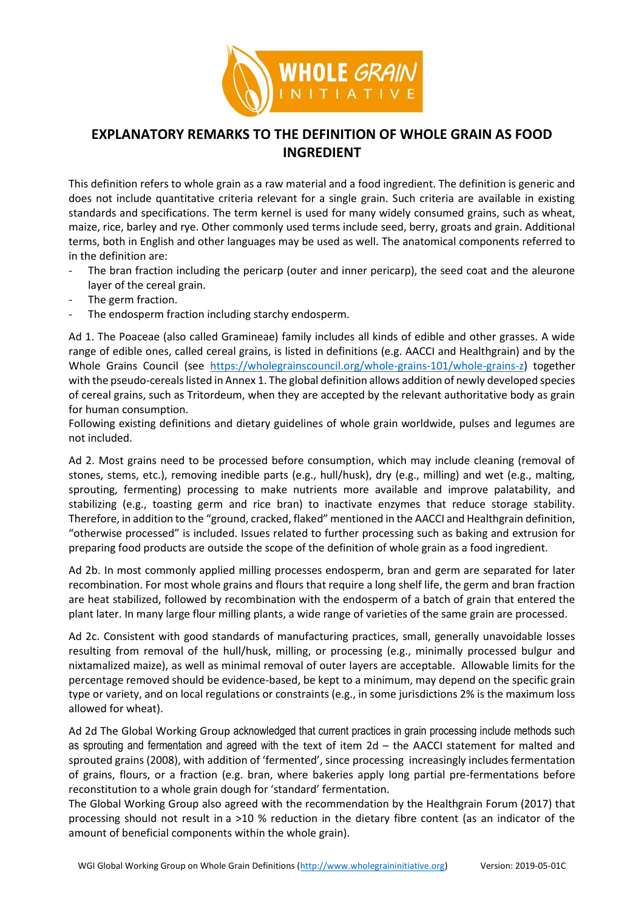# EXPLANATORY REMARKS TO THE DEFINITION OF WHOLE GRAIN AS FOOD INGREDIENT

This definition refers to whole grain as a raw material and a food ingredient. The definition is generic and does not include quantitative criteria relevant for a single grain. Such criteria are available in existing standards and specifications. The term kernel is used for many widely consumed grains, such as wheat, maize, rice, barley and rye. Other commonly used terms include seed, berry, groats and grain. Additional terms, both in English and other languages may be used as well. The anatomical components referred to in the definition are:

- The bran fraction including the pericarp (outer and inner pericarp), the seed coat and the aleurone layer of the cereal grain.
- The germ fraction.
- The endosperm fraction including starchy endosperm.

Ad 1. The Poaceae (also called Gramineae) family includes all kinds of edible and other grasses. A wide range of edible ones, called cereal grains, is listed in definitions (e.g. AACCI and Healthgrain) and by the Whole Grains Council (see https://wholegrainscouncil.org/whole-grains-101/whole-grains-z) together with the pseudo-cereals listed in Annex 1. The global definition allows addition of newly developed species of cereal grains, such as Tritordeum, when they are accepted by the relevant authoritative body as grain for human consumption.

Following existing definitions and dietary guidelines of whole grain worldwide, pulses and legumes are not included.

Ad 2. Most grains need to be processed before consumption, which may include cleaning (removal of stones, stems, etc.), removing inedible parts (e.g., hull/husk), dry (e.g., milling) and wet (e.g., malting, sprouting, fermenting) processing to make nutrients more available and improve palatability, and stabilizing (e.g., toasting germ and rice bran) to inactivate enzymes that reduce storage stability. Therefore, in addition to the "ground, cracked, flaked" mentioned in the AACCI and Healthgrain definition, "otherwise processed" is included. Issues related to further processing such as baking and extrusion for preparing food products are outside the scope of the definition of whole grain as a food ingredient.

Ad 2b. In most commonly applied milling processes endosperm, bran and germ are separated for later recombination. For most whole grains and flours that require a long shelf life, the germ and bran fraction are heat stabilized, followed by recombination with the endosperm of a batch of grain that entered the plant later. In many large flour milling plants, a wide range of varieties of the same grain are processed.

Ad 2c. Consistent with good standards of manufacturing practices, small, generally unavoidable losses resulting from removal of the hull/husk, milling, or processing (e.g., minimally processed bulgur and nixtamalized maize), as well as minimal removal of outer layers are acceptable. Allowable limits for the percentage removed should be evidence-based, be kept to a minimum, may depend on the specific grain type or variety, and on local regulations or constraints (e.g., in some jurisdictions 2% is the maximum loss allowed for wheat).

Ad 2d The Global Working Group acknowledged that current practices in grain processing include methods such as sprouting and fermentation and agreed with the text of item 2d – the AACCI statement for malted and sprouted grains (2008), with addition of 'fermented', since processing increasingly includes fermentation of grains, flours, or a fraction (e.g. bran, where bakeries apply long partial pre-fermentations before reconstitution to a whole grain dough for 'standard' fermentation.

The Global Working Group also agreed with the recommendation by the Healthgrain Forum (2017) that processing should not result in a >10 % reduction in the dietary fibre content (as an indicator of the amount of beneficial components within the whole grain).

WGI Global Working Group on Whole Grain Definitions (http://www.wholegraininitiative.org) Version: 2019-05-01C